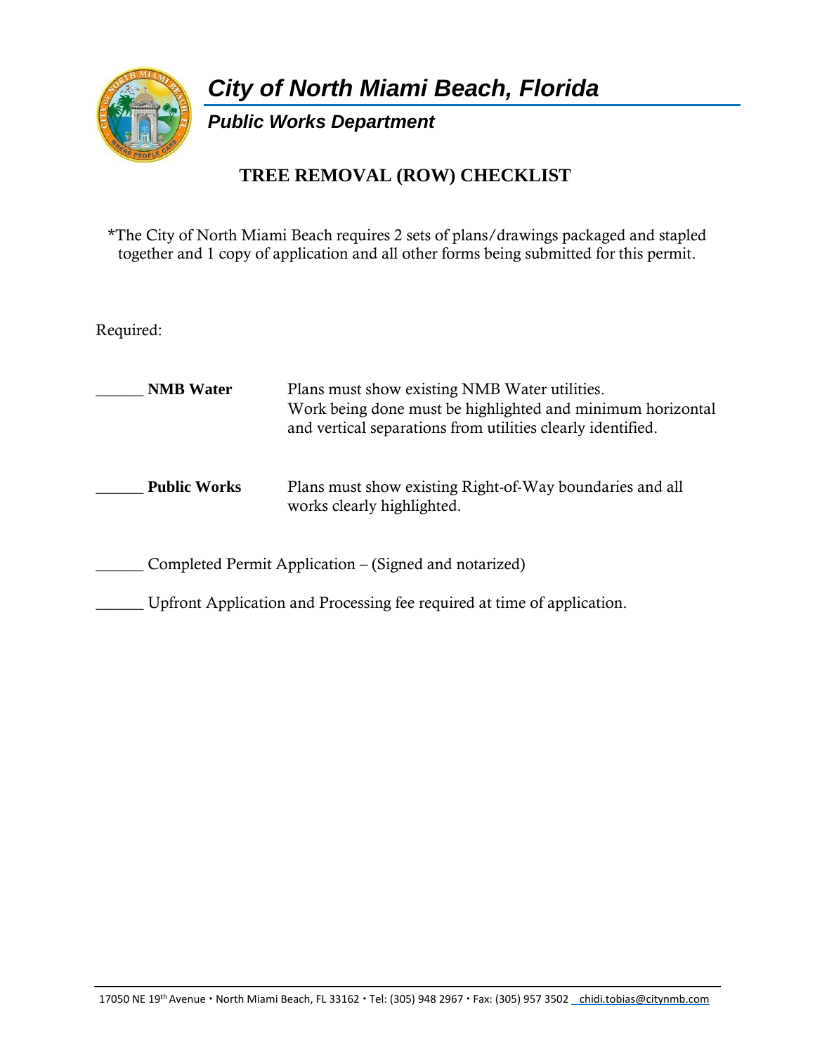# City of North Miami Beach, Florida

## Public Works Department

### TREE REMOVAL (ROW) CHECKLIST

*The City of North Miami Beach requires 2 sets of plans/drawings packaged and stapled together and 1 copy of application and all other forms being submitted for this permit.

Required:

______ **NMB Water** Plans must show existing NMB Water utilities. Work being done must be highlighted and minimum horizontal and vertical separations from utilities clearly identified.

______ **Public Works** Plans must show existing Right-of-Way boundaries and all works clearly highlighted.

______ Completed Permit Application – (Signed and notarized)

______ Upfront Application and Processing fee required at time of application.

17050 NE 19th Avenue • North Miami Beach, FL 33162 • Tel: (305) 948 2967 • Fax: (305) 957 3502 chidi.tobias@citynmb.com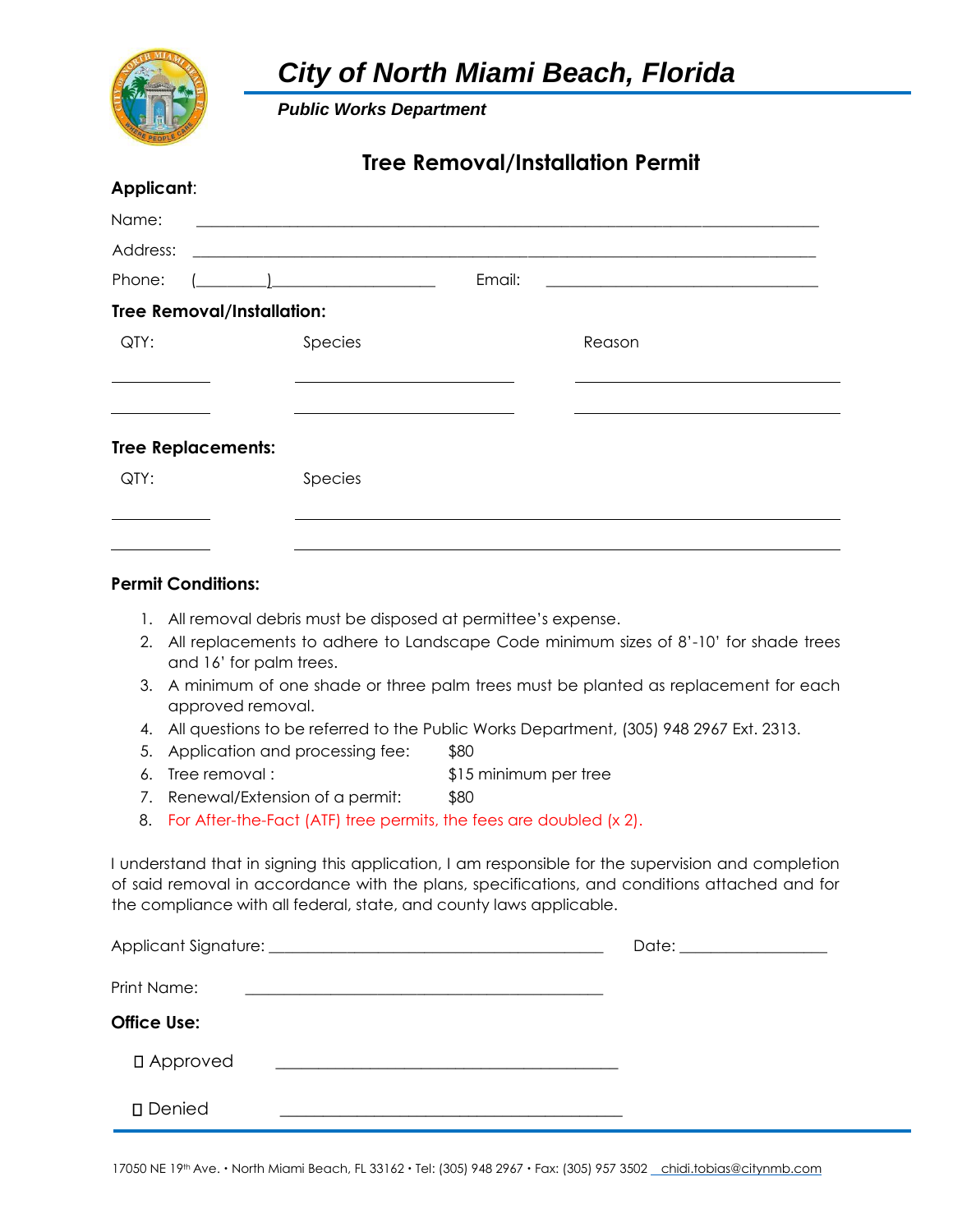# City of North Miami Beach, Florida

***Public Works Department***

## Tree Removal/Installation Permit

**Applicant**:

Name: ______________________________________________

Address: ______________________________________________

Phone: (________)____________________ Email: ______________________________

**Tree Removal/Installation:**

| QTY: | Species | Reason |
|---|---|---|
| | | |
| | | |

**Tree Replacements:**

| QTY: | Species |
|---|---|
| | |
| | |

**Permit Conditions:**

1. All removal debris must be disposed at permittee's expense.
2. All replacements to adhere to Landscape Code minimum sizes of 8'-10' for shade trees and 16' for palm trees.
3. A minimum of one shade or three palm trees must be planted as replacement for each approved removal.
4. All questions to be referred to the Public Works Department, (305) 948 2967 Ext. 2313.
5. Application and processing fee: $80
6. Tree removal : $15 minimum per tree
7. Renewal/Extension of a permit: $80
8. For After-the-Fact (ATF) tree permits, the fees are doubled (x 2).

I understand that in signing this application, I am responsible for the supervision and completion of said removal in accordance with the plans, specifications, and conditions attached and for the compliance with all federal, state, and county laws applicable.

Applicant Signature: ______________________________ Date: ______________

Print Name: ______________________________

**Office Use:**

☐ Approved ______________________________

☐ Denied ______________________________

17050 NE 19th Ave. • North Miami Beach, FL 33162 • Tel: (305) 948 2967 • Fax: (305) 957 3502 chidi.tobias@citynmb.com